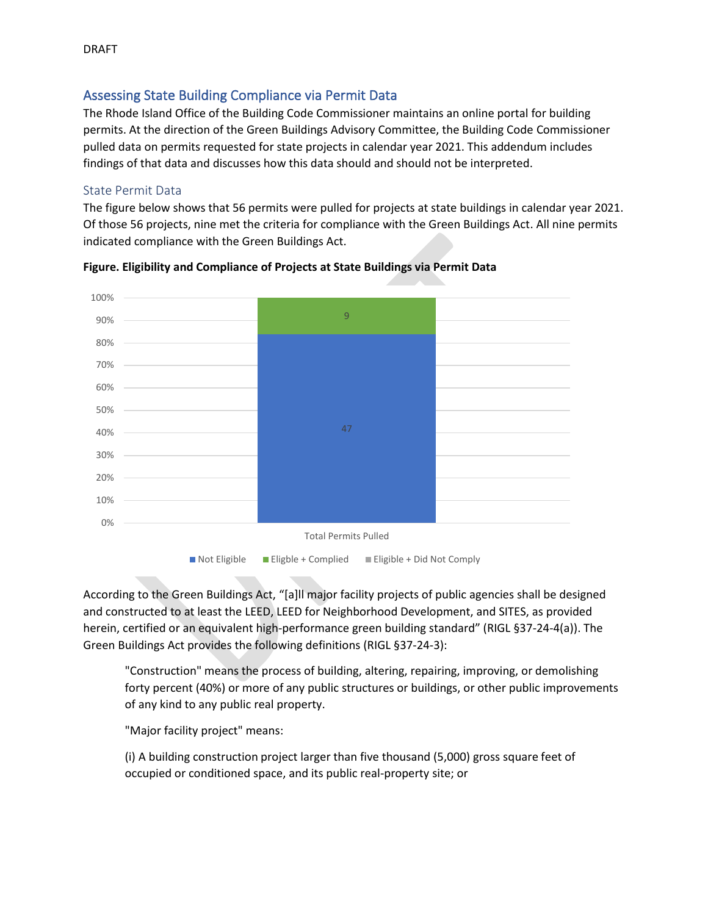DRAFT

## Assessing State Building Compliance via Permit Data

The Rhode Island Office of the Building Code Commissioner maintains an online portal for building permits. At the direction of the Green Buildings Advisory Committee, the Building Code Commissioner pulled data on permits requested for state projects in calendar year 2021. This addendum includes findings of that data and discusses how this data should and should not be interpreted.

### State Permit Data

The figure below shows that 56 permits were pulled for projects at state buildings in calendar year 2021. Of those 56 projects, nine met the criteria for compliance with the Green Buildings Act. All nine permits indicated compliance with the Green Buildings Act.

**Figure. Eligibility and Compliance of Projects at State Buildings via Permit Data**

| Total Permits Pulled | Count |
|---|---|
| Not Eligible | 47 |
| Eligible + Complied | 9 |
| Eligible + Did Not Comply | |

According to the Green Buildings Act, "[a]ll major facility projects of public agencies shall be designed and constructed to at least the LEED, LEED for Neighborhood Development, and SITES, as provided herein, certified or an equivalent high-performance green building standard" (RIGL §37-24-4(a)). The Green Buildings Act provides the following definitions (RIGL §37-24-3):

> "Construction" means the process of building, altering, repairing, improving, or demolishing forty percent (40%) or more of any public structures or buildings, or other public improvements of any kind to any public real property.
>
> "Major facility project" means:
>
> (i) A building construction project larger than five thousand (5,000) gross square feet of occupied or conditioned space, and its public real-property site; or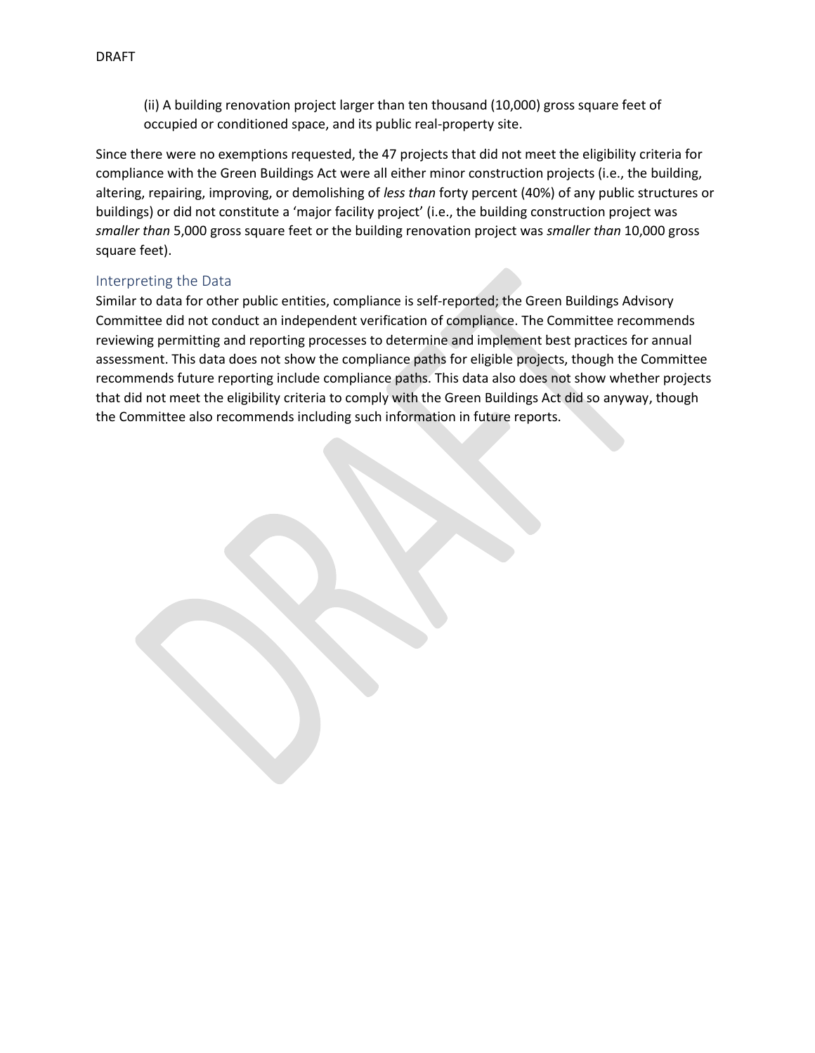(ii) A building renovation project larger than ten thousand (10,000) gross square feet of occupied or conditioned space, and its public real-property site.

Since there were no exemptions requested, the 47 projects that did not meet the eligibility criteria for compliance with the Green Buildings Act were all either minor construction projects (i.e., the building, altering, repairing, improving, or demolishing of *less than* forty percent (40%) of any public structures or buildings) or did not constitute a 'major facility project' (i.e., the building construction project was *smaller than* 5,000 gross square feet or the building renovation project was *smaller than* 10,000 gross square feet).

## Interpreting the Data

Similar to data for other public entities, compliance is self-reported; the Green Buildings Advisory Committee did not conduct an independent verification of compliance. The Committee recommends reviewing permitting and reporting processes to determine and implement best practices for annual assessment. This data does not show the compliance paths for eligible projects, though the Committee recommends future reporting include compliance paths. This data also does not show whether projects that did not meet the eligibility criteria to comply with the Green Buildings Act did so anyway, though the Committee also recommends including such information in future reports.